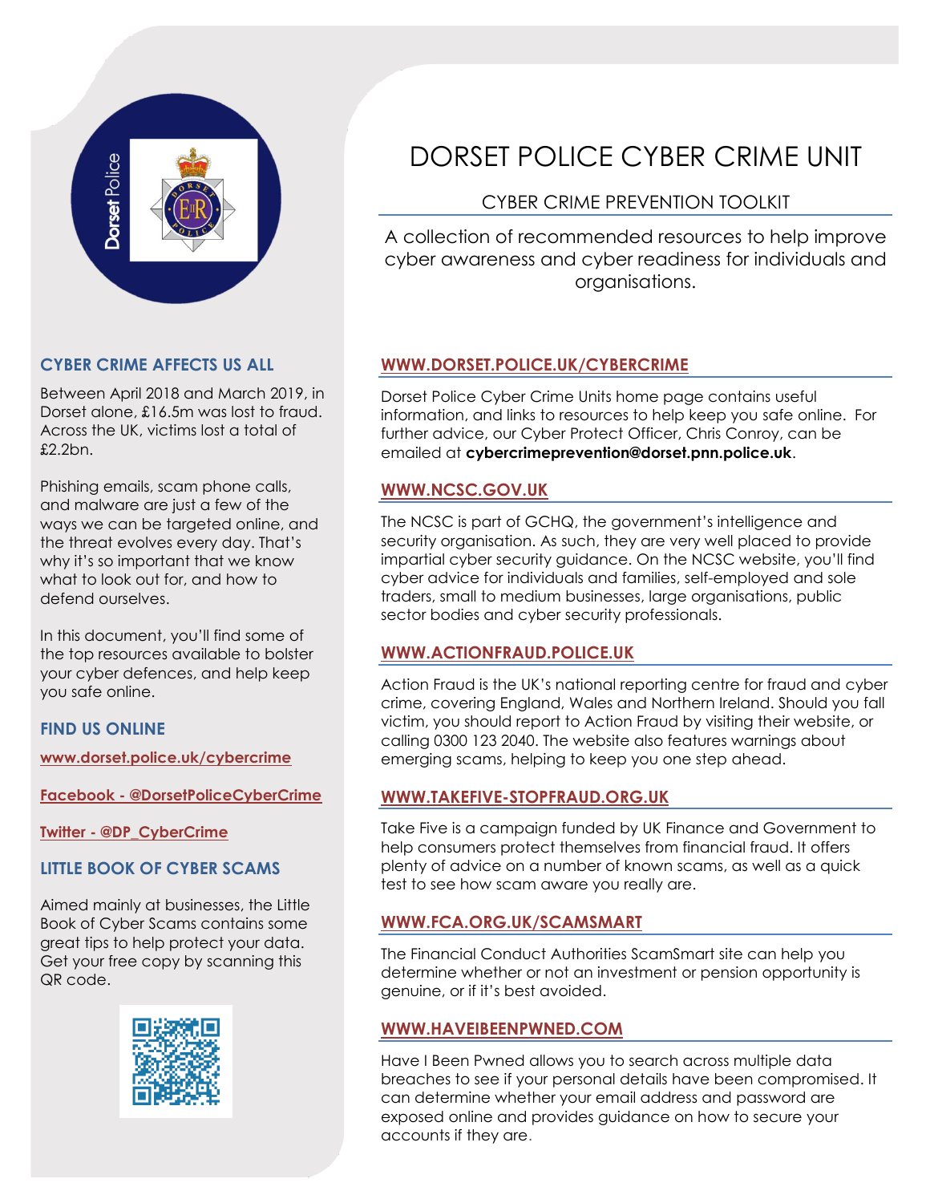# DORSET POLICE CYBER CRIME UNIT

## CYBER CRIME PREVENTION TOOLKIT

A collection of recommended resources to help improve cyber awareness and cyber readiness for individuals and organisations.

### CYBER CRIME AFFECTS US ALL

Between April 2018 and March 2019, in Dorset alone, £16.5m was lost to fraud. Across the UK, victims lost a total of £2.2bn.

Phishing emails, scam phone calls, and malware are just a few of the ways we can be targeted online, and the threat evolves every day. That's why it's so important that we know what to look out for, and how to defend ourselves.

In this document, you'll find some of the top resources available to bolster your cyber defences, and help keep you safe online.

### FIND US ONLINE

www.dorset.police.uk/cybercrime

Facebook - @DorsetPoliceCyberCrime

Twitter - @DP_CyberCrime

### LITTLE BOOK OF CYBER SCAMS

Aimed mainly at businesses, the Little Book of Cyber Scams contains some great tips to help protect your data. Get your free copy by scanning this QR code.

### WWW.DORSET.POLICE.UK/CYBERCRIME

Dorset Police Cyber Crime Units home page contains useful information, and links to resources to help keep you safe online. For further advice, our Cyber Protect Officer, Chris Conroy, can be emailed at **cybercrimeprevention@dorset.pnn.police.uk**.

### WWW.NCSC.GOV.UK

The NCSC is part of GCHQ, the government's intelligence and security organisation. As such, they are very well placed to provide impartial cyber security guidance. On the NCSC website, you'll find cyber advice for individuals and families, self-employed and sole traders, small to medium businesses, large organisations, public sector bodies and cyber security professionals.

### WWW.ACTIONFRAUD.POLICE.UK

Action Fraud is the UK's national reporting centre for fraud and cyber crime, covering England, Wales and Northern Ireland. Should you fall victim, you should report to Action Fraud by visiting their website, or calling 0300 123 2040. The website also features warnings about emerging scams, helping to keep you one step ahead.

### WWW.TAKEFIVE-STOPFRAUD.ORG.UK

Take Five is a campaign funded by UK Finance and Government to help consumers protect themselves from financial fraud. It offers plenty of advice on a number of known scams, as well as a quick test to see how scam aware you really are.

### WWW.FCA.ORG.UK/SCAMSMART

The Financial Conduct Authorities ScamSmart site can help you determine whether or not an investment or pension opportunity is genuine, or if it's best avoided.

### WWW.HAVEIBEENPWNED.COM

Have I Been Pwned allows you to search across multiple data breaches to see if your personal details have been compromised. It can determine whether your email address and password are exposed online and provides guidance on how to secure your accounts if they are.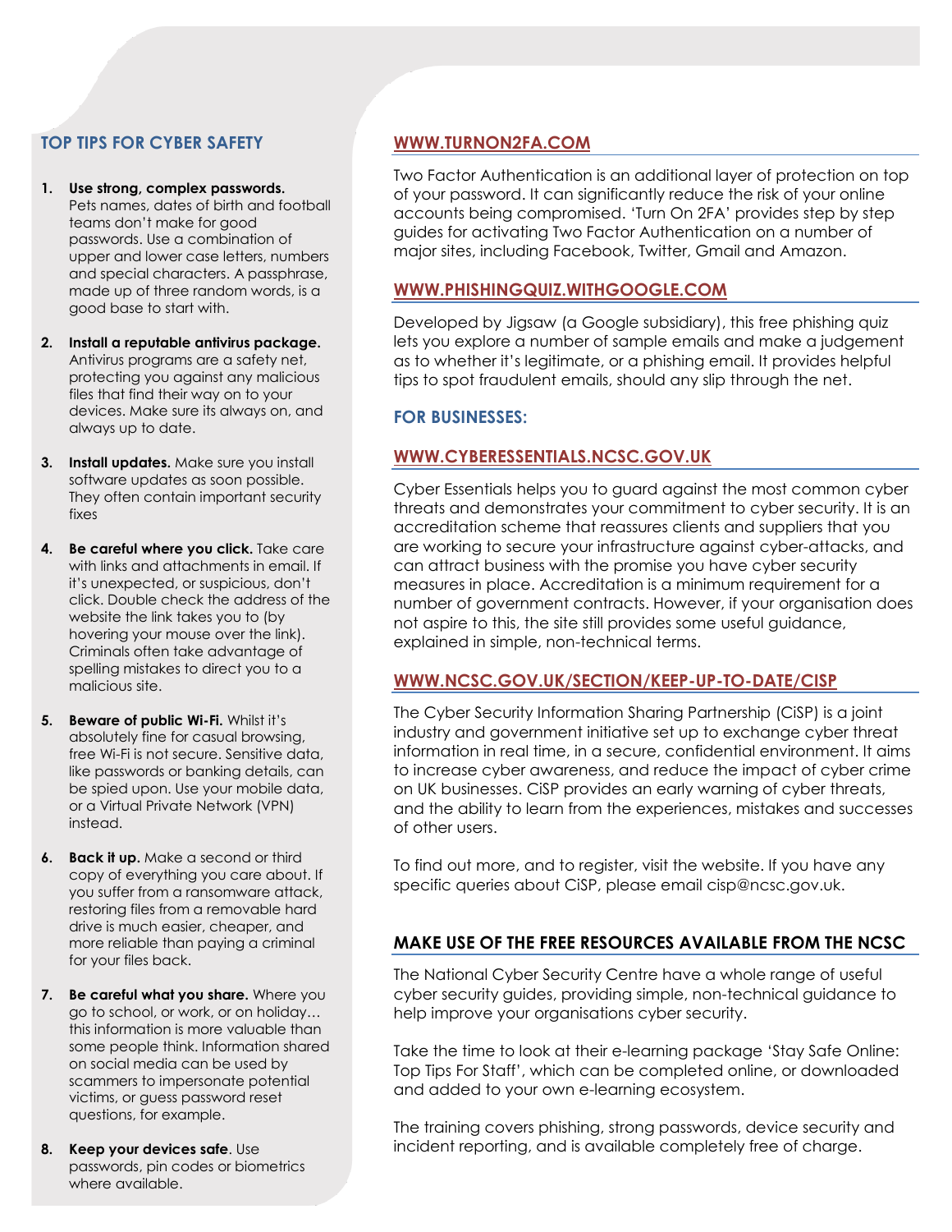## TOP TIPS FOR CYBER SAFETY

1. **Use strong, complex passwords.** Pets names, dates of birth and football teams don't make for good passwords. Use a combination of upper and lower case letters, numbers and special characters. A passphrase, made up of three random words, is a good base to start with.

2. **Install a reputable antivirus package.** Antivirus programs are a safety net, protecting you against any malicious files that find their way on to your devices. Make sure its always on, and always up to date.

3. **Install updates.** Make sure you install software updates as soon possible. They often contain important security fixes

4. **Be careful where you click.** Take care with links and attachments in email. If it's unexpected, or suspicious, don't click. Double check the address of the website the link takes you to (by hovering your mouse over the link). Criminals often take advantage of spelling mistakes to direct you to a malicious site.

5. **Beware of public Wi-Fi.** Whilst it's absolutely fine for casual browsing, free Wi-Fi is not secure. Sensitive data, like passwords or banking details, can be spied upon. Use your mobile data, or a Virtual Private Network (VPN) instead.

6. **Back it up.** Make a second or third copy of everything you care about. If you suffer from a ransomware attack, restoring files from a removable hard drive is much easier, cheaper, and more reliable than paying a criminal for your files back.

7. **Be careful what you share.** Where you go to school, or work, or on holiday… this information is more valuable than some people think. Information shared on social media can be used by scammers to impersonate potential victims, or guess password reset questions, for example.

8. **Keep your devices safe**. Use passwords, pin codes or biometrics where available.

### WWW.TURNON2FA.COM

Two Factor Authentication is an additional layer of protection on top of your password. It can significantly reduce the risk of your online accounts being compromised. 'Turn On 2FA' provides step by step guides for activating Two Factor Authentication on a number of major sites, including Facebook, Twitter, Gmail and Amazon.

### WWW.PHISHINGQUIZ.WITHGOOGLE.COM

Developed by Jigsaw (a Google subsidiary), this free phishing quiz lets you explore a number of sample emails and make a judgement as to whether it's legitimate, or a phishing email. It provides helpful tips to spot fraudulent emails, should any slip through the net.

## FOR BUSINESSES:

### WWW.CYBERESSENTIALS.NCSC.GOV.UK

Cyber Essentials helps you to guard against the most common cyber threats and demonstrates your commitment to cyber security. It is an accreditation scheme that reassures clients and suppliers that you are working to secure your infrastructure against cyber-attacks, and can attract business with the promise you have cyber security measures in place. Accreditation is a minimum requirement for a number of government contracts. However, if your organisation does not aspire to this, the site still provides some useful guidance, explained in simple, non-technical terms.

### WWW.NCSC.GOV.UK/SECTION/KEEP-UP-TO-DATE/CISP

The Cyber Security Information Sharing Partnership (CiSP) is a joint industry and government initiative set up to exchange cyber threat information in real time, in a secure, confidential environment. It aims to increase cyber awareness, and reduce the impact of cyber crime on UK businesses. CiSP provides an early warning of cyber threats, and the ability to learn from the experiences, mistakes and successes of other users.

To find out more, and to register, visit the website. If you have any specific queries about CiSP, please email cisp@ncsc.gov.uk.

## MAKE USE OF THE FREE RESOURCES AVAILABLE FROM THE NCSC

The National Cyber Security Centre have a whole range of useful cyber security guides, providing simple, non-technical guidance to help improve your organisations cyber security.

Take the time to look at their e-learning package 'Stay Safe Online: Top Tips For Staff', which can be completed online, or downloaded and added to your own e-learning ecosystem.

The training covers phishing, strong passwords, device security and incident reporting, and is available completely free of charge.